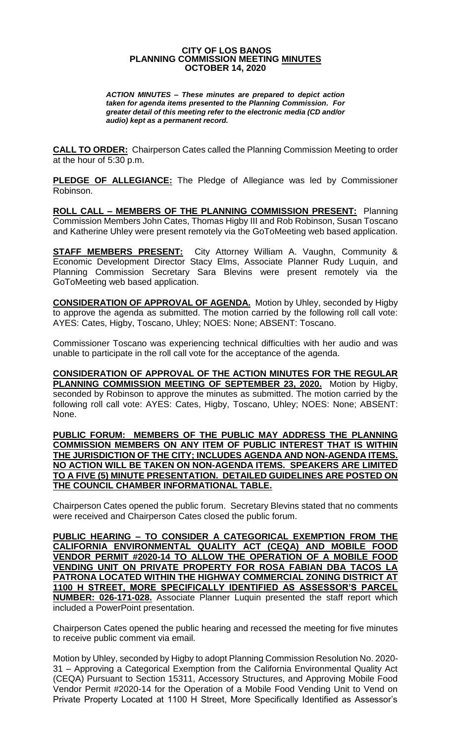# CITY OF LOS BANOS
## PLANNING COMMISSION MEETING MINUTES
### OCTOBER 14, 2020

***ACTION MINUTES – These minutes are prepared to depict action taken for agenda items presented to the Planning Commission. For greater detail of this meeting refer to the electronic media (CD and/or audio) kept as a permanent record.***

**CALL TO ORDER:** Chairperson Cates called the Planning Commission Meeting to order at the hour of 5:30 p.m.

**PLEDGE OF ALLEGIANCE:** The Pledge of Allegiance was led by Commissioner Robinson.

**ROLL CALL – MEMBERS OF THE PLANNING COMMISSION PRESENT:** Planning Commission Members John Cates, Thomas Higby III and Rob Robinson, Susan Toscano and Katherine Uhley were present remotely via the GoToMeeting web based application.

**STAFF MEMBERS PRESENT:** City Attorney William A. Vaughn, Community & Economic Development Director Stacy Elms, Associate Planner Rudy Luquin, and Planning Commission Secretary Sara Blevins were present remotely via the GoToMeeting web based application.

**CONSIDERATION OF APPROVAL OF AGENDA.** Motion by Uhley, seconded by Higby to approve the agenda as submitted. The motion carried by the following roll call vote: AYES: Cates, Higby, Toscano, Uhley; NOES: None; ABSENT: Toscano.

Commissioner Toscano was experiencing technical difficulties with her audio and was unable to participate in the roll call vote for the acceptance of the agenda.

**CONSIDERATION OF APPROVAL OF THE ACTION MINUTES FOR THE REGULAR PLANNING COMMISSION MEETING OF SEPTEMBER 23, 2020.** Motion by Higby, seconded by Robinson to approve the minutes as submitted. The motion carried by the following roll call vote: AYES: Cates, Higby, Toscano, Uhley; NOES: None; ABSENT: None.

**PUBLIC FORUM: MEMBERS OF THE PUBLIC MAY ADDRESS THE PLANNING COMMISSION MEMBERS ON ANY ITEM OF PUBLIC INTEREST THAT IS WITHIN THE JURISDICTION OF THE CITY; INCLUDES AGENDA AND NON-AGENDA ITEMS. NO ACTION WILL BE TAKEN ON NON-AGENDA ITEMS. SPEAKERS ARE LIMITED TO A FIVE (5) MINUTE PRESENTATION. DETAILED GUIDELINES ARE POSTED ON THE COUNCIL CHAMBER INFORMATIONAL TABLE.**

Chairperson Cates opened the public forum. Secretary Blevins stated that no comments were received and Chairperson Cates closed the public forum.

**PUBLIC HEARING – TO CONSIDER A CATEGORICAL EXEMPTION FROM THE CALIFORNIA ENVIRONMENTAL QUALITY ACT (CEQA) AND MOBILE FOOD VENDOR PERMIT #2020-14 TO ALLOW THE OPERATION OF A MOBILE FOOD VENDING UNIT ON PRIVATE PROPERTY FOR ROSA FABIAN DBA TACOS LA PATRONA LOCATED WITHIN THE HIGHWAY COMMERCIAL ZONING DISTRICT AT 1100 H STREET, MORE SPECIFICALLY IDENTIFIED AS ASSESSOR'S PARCEL NUMBER: 026-171-028.** Associate Planner Luquin presented the staff report which included a PowerPoint presentation.

Chairperson Cates opened the public hearing and recessed the meeting for five minutes to receive public comment via email.

Motion by Uhley, seconded by Higby to adopt Planning Commission Resolution No. 2020-31 – Approving a Categorical Exemption from the California Environmental Quality Act (CEQA) Pursuant to Section 15311, Accessory Structures, and Approving Mobile Food Vendor Permit #2020-14 for the Operation of a Mobile Food Vending Unit to Vend on Private Property Located at 1100 H Street, More Specifically Identified as Assessor's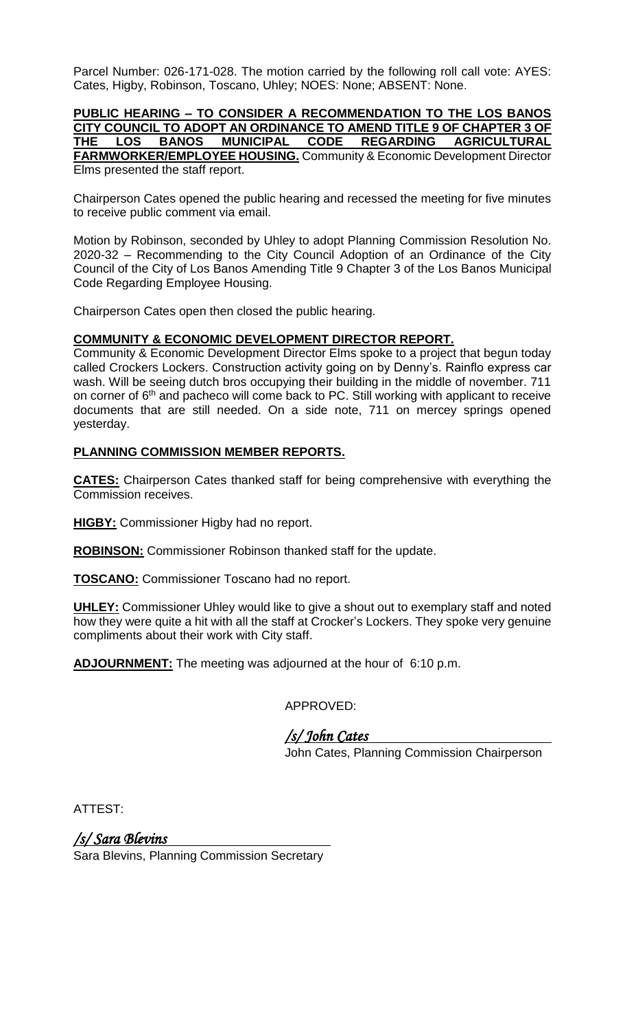Parcel Number: 026-171-028. The motion carried by the following roll call vote: AYES: Cates, Higby, Robinson, Toscano, Uhley; NOES: None; ABSENT: None.

**PUBLIC HEARING – TO CONSIDER A RECOMMENDATION TO THE LOS BANOS CITY COUNCIL TO ADOPT AN ORDINANCE TO AMEND TITLE 9 OF CHAPTER 3 OF THE LOS BANOS MUNICIPAL CODE REGARDING AGRICULTURAL FARMWORKER/EMPLOYEE HOUSING.** Community & Economic Development Director Elms presented the staff report.

Chairperson Cates opened the public hearing and recessed the meeting for five minutes to receive public comment via email.

Motion by Robinson, seconded by Uhley to adopt Planning Commission Resolution No. 2020-32 – Recommending to the City Council Adoption of an Ordinance of the City Council of the City of Los Banos Amending Title 9 Chapter 3 of the Los Banos Municipal Code Regarding Employee Housing.

Chairperson Cates open then closed the public hearing.

**COMMUNITY & ECONOMIC DEVELOPMENT DIRECTOR REPORT.**

Community & Economic Development Director Elms spoke to a project that begun today called Crockers Lockers. Construction activity going on by Denny's. Rainflo express car wash. Will be seeing dutch bros occupying their building in the middle of november. 711 on corner of 6th and pacheco will come back to PC. Still working with applicant to receive documents that are still needed. On a side note, 711 on mercey springs opened yesterday.

**PLANNING COMMISSION MEMBER REPORTS.**

**CATES:** Chairperson Cates thanked staff for being comprehensive with everything the Commission receives.

**HIGBY:** Commissioner Higby had no report.

**ROBINSON:** Commissioner Robinson thanked staff for the update.

**TOSCANO:** Commissioner Toscano had no report.

**UHLEY:** Commissioner Uhley would like to give a shout out to exemplary staff and noted how they were quite a hit with all the staff at Crocker's Lockers. They spoke very genuine compliments about their work with City staff.

**ADJOURNMENT:** The meeting was adjourned at the hour of 6:10 p.m.

APPROVED:

*/s/ John Cates*

John Cates, Planning Commission Chairperson

ATTEST:

*/s/ Sara Blevins*

Sara Blevins, Planning Commission Secretary